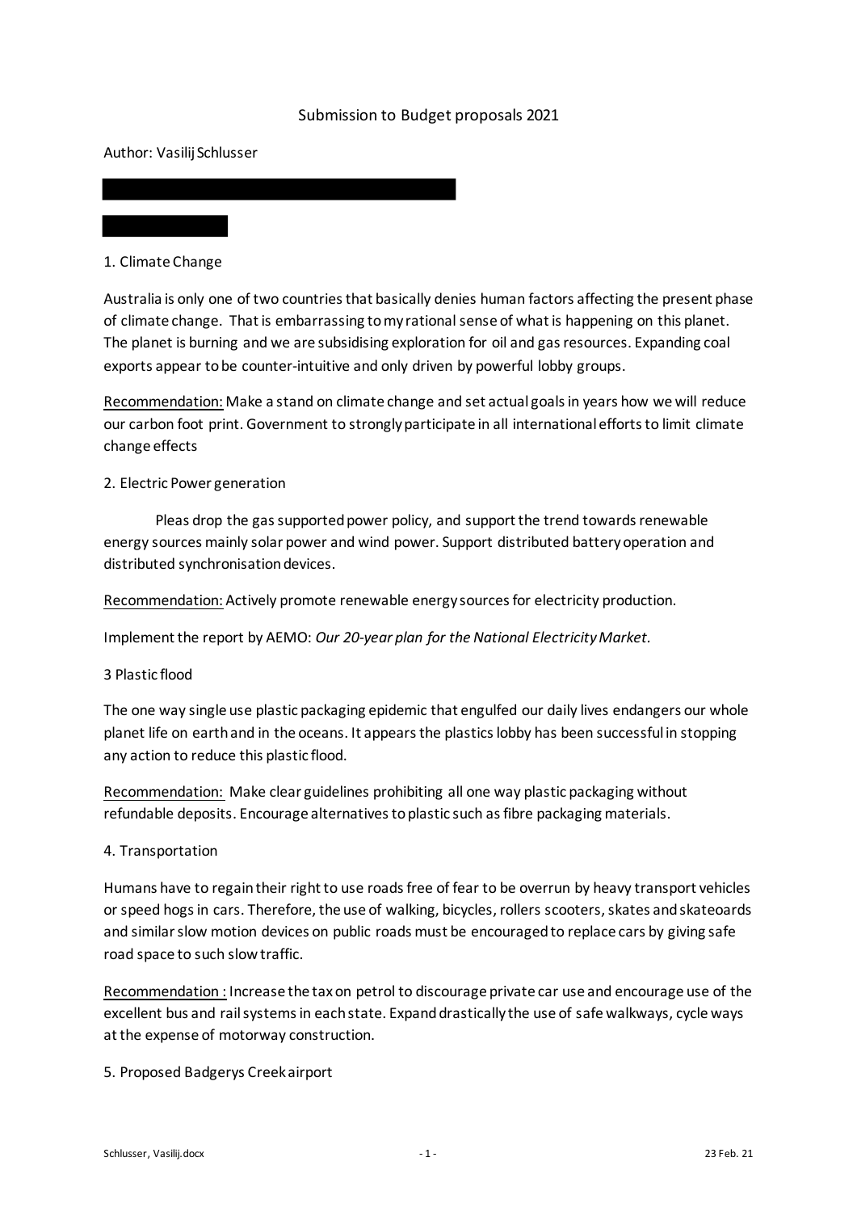Submission to Budget proposals 2021

Author: Vasilij Schlusser

1. Climate Change

Australia is only one of two countries that basically denies human factors affecting the present phase of climate change. That is embarrassing to my rational sense of what is happening on this planet. The planet is burning and we are subsidising exploration for oil and gas resources. Expanding coal exports appear to be counter-intuitive and only driven by powerful lobby groups.

<u>Recommendation:</u> Make a stand on climate change and set actual goals in years how we will reduce our carbon foot print. Government to strongly participate in all international efforts to limit climate change effects

2. Electric Power generation

Pleas drop the gas supported power policy, and support the trend towards renewable energy sources mainly solar power and wind power. Support distributed battery operation and distributed synchronisation devices.

<u>Recommendation:</u> Actively promote renewable energy sources for electricity production.

Implement the report by AEMO: *Our 20-year plan for the National Electricity Market.*

3 Plastic flood

The one way single use plastic packaging epidemic that engulfed our daily lives endangers our whole planet life on earth and in the oceans. It appears the plastics lobby has been successful in stopping any action to reduce this plastic flood.

<u>Recommendation:</u> Make clear guidelines prohibiting all one way plastic packaging without refundable deposits. Encourage alternatives to plastic such as fibre packaging materials.

4. Transportation

Humans have to regain their right to use roads free of fear to be overrun by heavy transport vehicles or speed hogs in cars. Therefore, the use of walking, bicycles, rollers scooters, skates and skateoards and similar slow motion devices on public roads must be encouraged to replace cars by giving safe road space to such slow traffic.

<u>Recommendation :</u> Increase the tax on petrol to discourage private car use and encourage use of the excellent bus and rail systems in each state. Expand drastically the use of safe walkways, cycle ways at the expense of motorway construction.

5. Proposed Badgerys Creek airport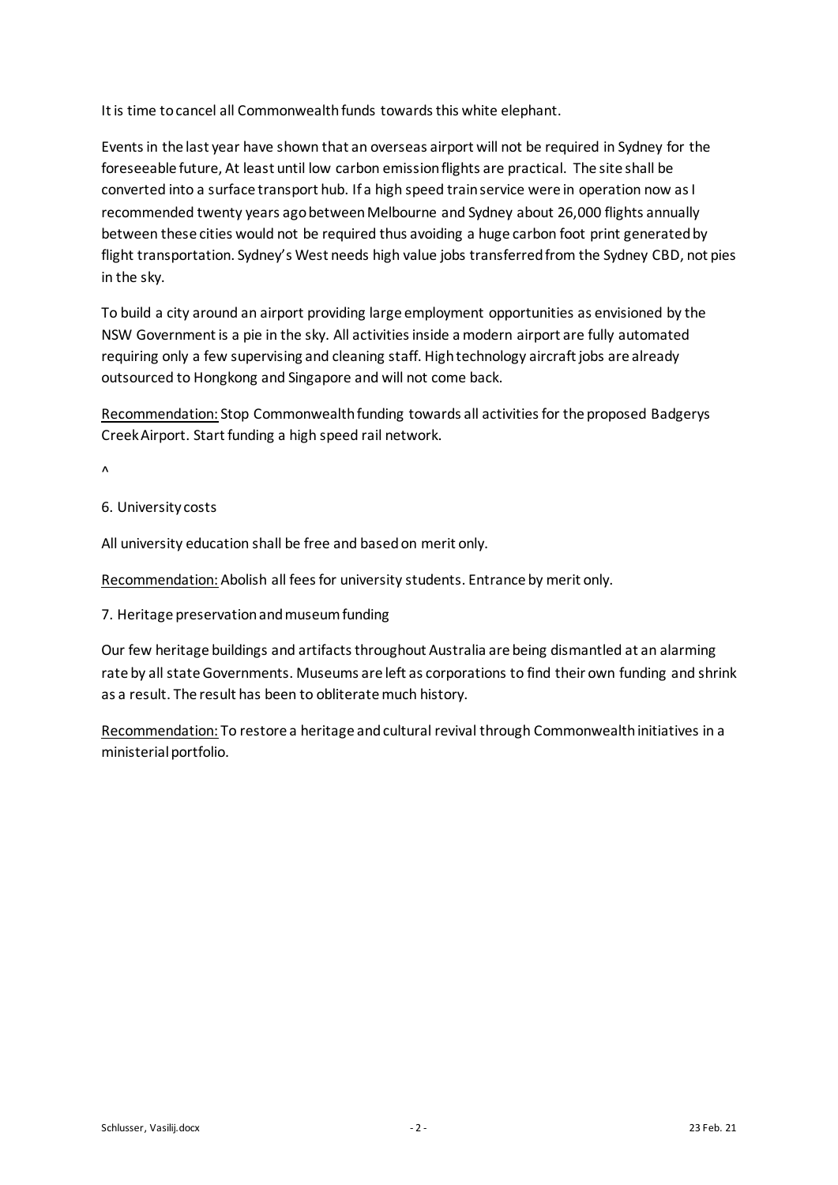It is time to cancel all Commonwealth funds towards this white elephant.

Events in the last year have shown that an overseas airport will not be required in Sydney for the foreseeable future, At least until low carbon emission flights are practical. The site shall be converted into a surface transport hub. If a high speed train service were in operation now as I recommended twenty years ago between Melbourne and Sydney about 26,000 flights annually between these cities would not be required thus avoiding a huge carbon foot print generated by flight transportation. Sydney's West needs high value jobs transferred from the Sydney CBD, not pies in the sky.

To build a city around an airport providing large employment opportunities as envisioned by the NSW Government is a pie in the sky. All activities inside a modern airport are fully automated requiring only a few supervising and cleaning staff. High technology aircraft jobs are already outsourced to Hongkong and Singapore and will not come back.

Recommendation: Stop Commonwealth funding towards all activities for the proposed Badgerys Creek Airport. Start funding a high speed rail network.

^

6. University costs

All university education shall be free and based on merit only.

Recommendation: Abolish all fees for university students. Entrance by merit only.

7. Heritage preservation and museum funding

Our few heritage buildings and artifacts throughout Australia are being dismantled at an alarming rate by all state Governments. Museums are left as corporations to find their own funding and shrink as a result. The result has been to obliterate much history.

Recommendation: To restore a heritage and cultural revival through Commonwealth initiatives in a ministerial portfolio.